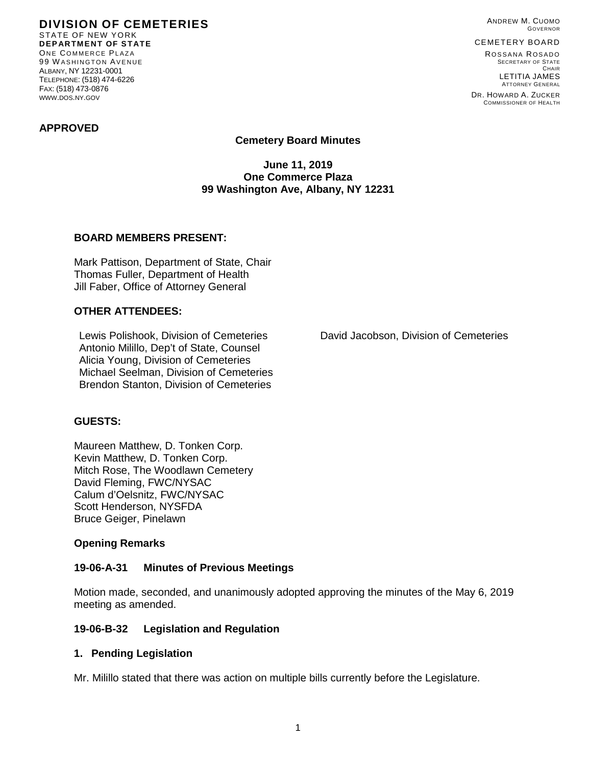**DIVISION OF CEMETERIES**
STATE OF NEW YORK
**DEPARTMENT OF STATE**
ONE COMMERCE PLAZA
99 WASHINGTON AVENUE
ALBANY, NY 12231-0001
TELEPHONE: (518) 474-6226
FAX: (518) 473-0876
WWW.DOS.NY.GOV

ANDREW M. CUOMO
GOVERNOR

CEMETERY BOARD
ROSSANA ROSADO
SECRETARY OF STATE
CHAIR
LETITIA JAMES
ATTORNEY GENERAL
DR. HOWARD A. ZUCKER
COMMISSIONER OF HEALTH

**APPROVED**

**Cemetery Board Minutes**

**June 11, 2019**
**One Commerce Plaza**
**99 Washington Ave, Albany, NY 12231**

**BOARD MEMBERS PRESENT:**

Mark Pattison, Department of State, Chair
Thomas Fuller, Department of Health
Jill Faber, Office of Attorney General

**OTHER ATTENDEES:**

Lewis Polishook, Division of Cemeteries
Antonio Milillo, Dep't of State, Counsel
Alicia Young, Division of Cemeteries
Michael Seelman, Division of Cemeteries
Brendon Stanton, Division of Cemeteries
David Jacobson, Division of Cemeteries

**GUESTS:**

Maureen Matthew, D. Tonken Corp.
Kevin Matthew, D. Tonken Corp.
Mitch Rose, The Woodlawn Cemetery
David Fleming, FWC/NYSAC
Calum d'Oelsnitz, FWC/NYSAC
Scott Henderson, NYSFDA
Bruce Geiger, Pinelawn

**Opening Remarks**

**19-06-A-31 Minutes of Previous Meetings**

Motion made, seconded, and unanimously adopted approving the minutes of the May 6, 2019 meeting as amended.

**19-06-B-32 Legislation and Regulation**

**1. Pending Legislation**

Mr. Milillo stated that there was action on multiple bills currently before the Legislature.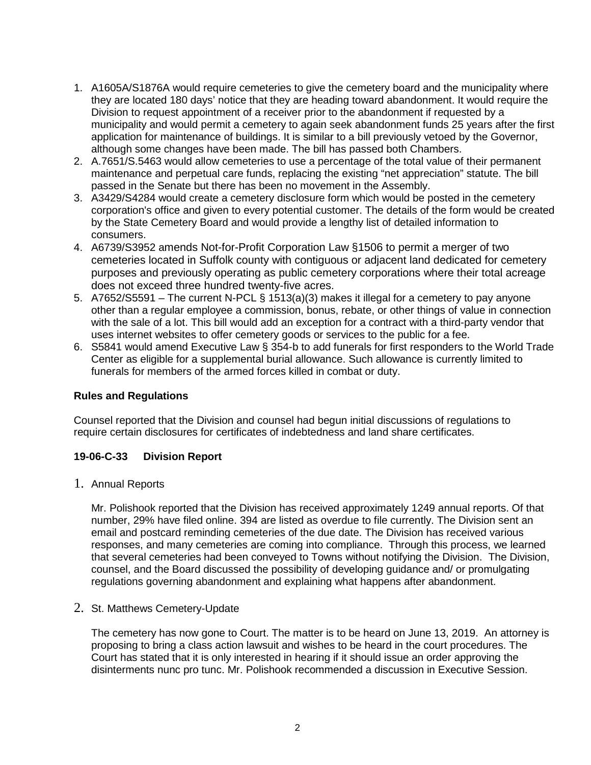1. A1605A/S1876A would require cemeteries to give the cemetery board and the municipality where they are located 180 days' notice that they are heading toward abandonment. It would require the Division to request appointment of a receiver prior to the abandonment if requested by a municipality and would permit a cemetery to again seek abandonment funds 25 years after the first application for maintenance of buildings. It is similar to a bill previously vetoed by the Governor, although some changes have been made. The bill has passed both Chambers.
2. A.7651/S.5463 would allow cemeteries to use a percentage of the total value of their permanent maintenance and perpetual care funds, replacing the existing "net appreciation" statute. The bill passed in the Senate but there has been no movement in the Assembly.
3. A3429/S4284 would create a cemetery disclosure form which would be posted in the cemetery corporation's office and given to every potential customer. The details of the form would be created by the State Cemetery Board and would provide a lengthy list of detailed information to consumers.
4. A6739/S3952 amends Not-for-Profit Corporation Law §1506 to permit a merger of two cemeteries located in Suffolk county with contiguous or adjacent land dedicated for cemetery purposes and previously operating as public cemetery corporations where their total acreage does not exceed three hundred twenty-five acres.
5. A7652/S5591 – The current N-PCL § 1513(a)(3) makes it illegal for a cemetery to pay anyone other than a regular employee a commission, bonus, rebate, or other things of value in connection with the sale of a lot. This bill would add an exception for a contract with a third-party vendor that uses internet websites to offer cemetery goods or services to the public for a fee.
6. S5841 would amend Executive Law § 354-b to add funerals for first responders to the World Trade Center as eligible for a supplemental burial allowance. Such allowance is currently limited to funerals for members of the armed forces killed in combat or duty.

**Rules and Regulations**

Counsel reported that the Division and counsel had begun initial discussions of regulations to require certain disclosures for certificates of indebtedness and land share certificates.

**19-06-C-33 Division Report**

1. Annual Reports

   Mr. Polishook reported that the Division has received approximately 1249 annual reports. Of that number, 29% have filed online. 394 are listed as overdue to file currently. The Division sent an email and postcard reminding cemeteries of the due date. The Division has received various responses, and many cemeteries are coming into compliance. Through this process, we learned that several cemeteries had been conveyed to Towns without notifying the Division. The Division, counsel, and the Board discussed the possibility of developing guidance and/ or promulgating regulations governing abandonment and explaining what happens after abandonment.

2. St. Matthews Cemetery-Update

   The cemetery has now gone to Court. The matter is to be heard on June 13, 2019. An attorney is proposing to bring a class action lawsuit and wishes to be heard in the court procedures. The Court has stated that it is only interested in hearing if it should issue an order approving the disinterments nunc pro tunc. Mr. Polishook recommended a discussion in Executive Session.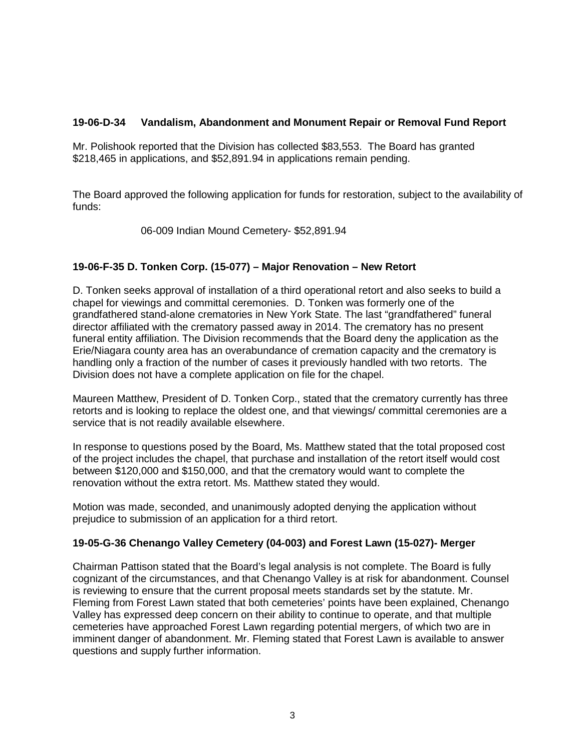**19-06-D-34 Vandalism, Abandonment and Monument Repair or Removal Fund Report**

Mr. Polishook reported that the Division has collected $83,553. The Board has granted $218,465 in applications, and $52,891.94 in applications remain pending.

The Board approved the following application for funds for restoration, subject to the availability of funds:

06-009 Indian Mound Cemetery- $52,891.94

**19-06-F-35 D. Tonken Corp. (15-077) – Major Renovation – New Retort**

D. Tonken seeks approval of installation of a third operational retort and also seeks to build a chapel for viewings and committal ceremonies. D. Tonken was formerly one of the grandfathered stand-alone crematories in New York State. The last "grandfathered" funeral director affiliated with the crematory passed away in 2014. The crematory has no present funeral entity affiliation. The Division recommends that the Board deny the application as the Erie/Niagara county area has an overabundance of cremation capacity and the crematory is handling only a fraction of the number of cases it previously handled with two retorts. The Division does not have a complete application on file for the chapel.

Maureen Matthew, President of D. Tonken Corp., stated that the crematory currently has three retorts and is looking to replace the oldest one, and that viewings/ committal ceremonies are a service that is not readily available elsewhere.

In response to questions posed by the Board, Ms. Matthew stated that the total proposed cost of the project includes the chapel, that purchase and installation of the retort itself would cost between $120,000 and $150,000, and that the crematory would want to complete the renovation without the extra retort. Ms. Matthew stated they would.

Motion was made, seconded, and unanimously adopted denying the application without prejudice to submission of an application for a third retort.

**19-05-G-36 Chenango Valley Cemetery (04-003) and Forest Lawn (15-027)- Merger**

Chairman Pattison stated that the Board's legal analysis is not complete. The Board is fully cognizant of the circumstances, and that Chenango Valley is at risk for abandonment. Counsel is reviewing to ensure that the current proposal meets standards set by the statute. Mr. Fleming from Forest Lawn stated that both cemeteries' points have been explained, Chenango Valley has expressed deep concern on their ability to continue to operate, and that multiple cemeteries have approached Forest Lawn regarding potential mergers, of which two are in imminent danger of abandonment. Mr. Fleming stated that Forest Lawn is available to answer questions and supply further information.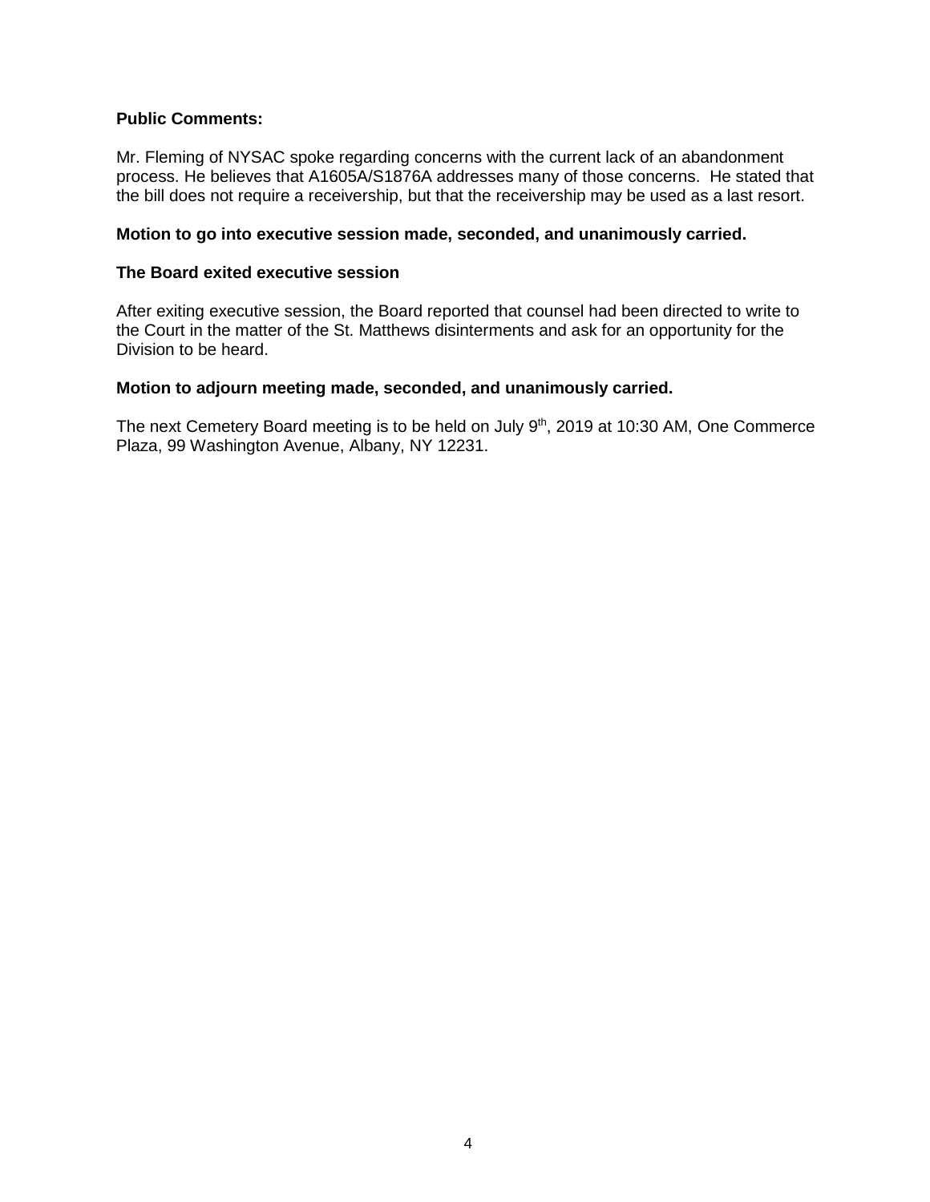**Public Comments:**

Mr. Fleming of NYSAC spoke regarding concerns with the current lack of an abandonment process. He believes that A1605A/S1876A addresses many of those concerns. He stated that the bill does not require a receivership, but that the receivership may be used as a last resort.

**Motion to go into executive session made, seconded, and unanimously carried.**

**The Board exited executive session**

After exiting executive session, the Board reported that counsel had been directed to write to the Court in the matter of the St. Matthews disinterments and ask for an opportunity for the Division to be heard.

**Motion to adjourn meeting made, seconded, and unanimously carried.**

The next Cemetery Board meeting is to be held on July 9th, 2019 at 10:30 AM, One Commerce Plaza, 99 Washington Avenue, Albany, NY 12231.